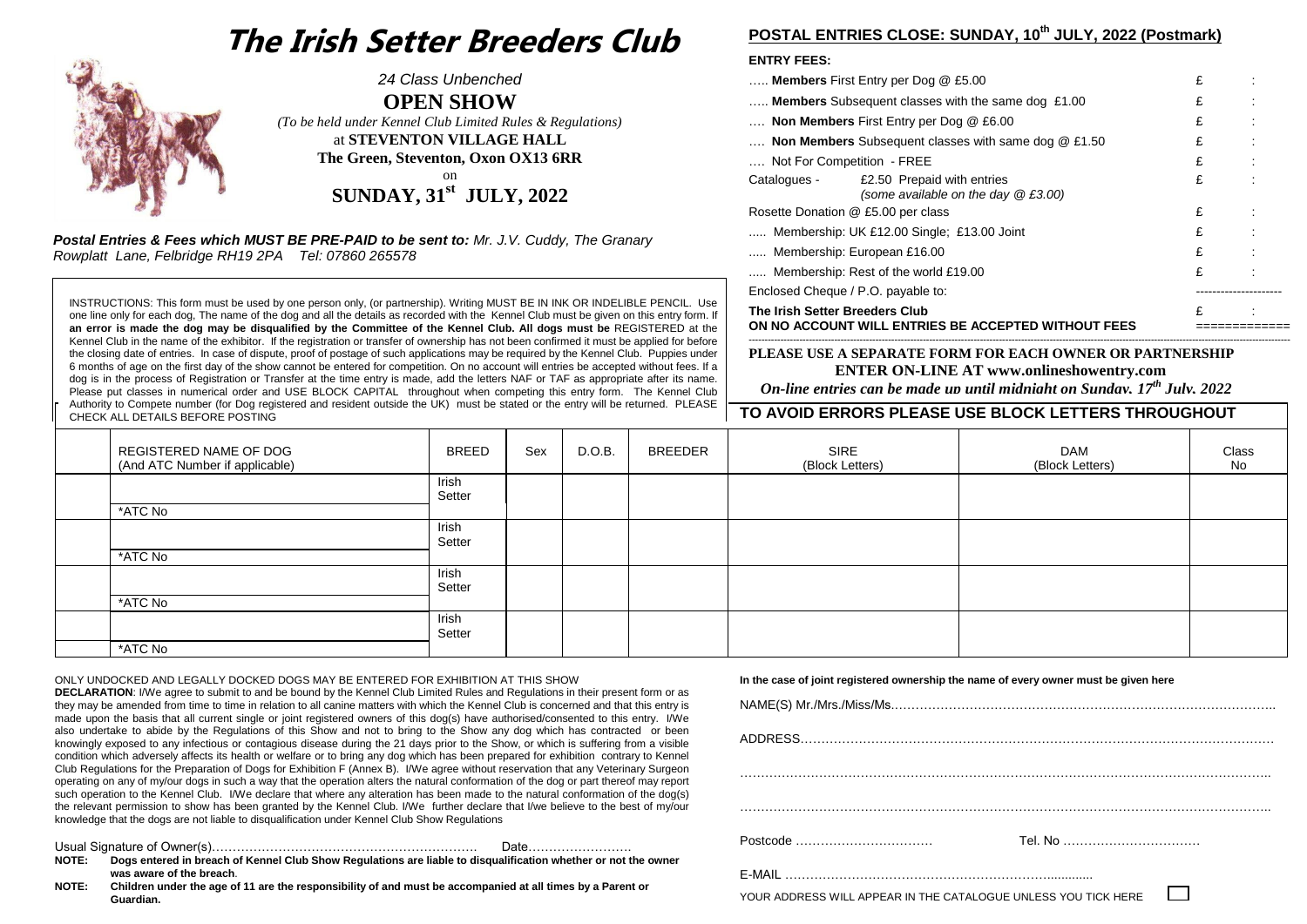# The Irish Setter Breeders Club

*24 Class Unbenched*

**OPEN SHOW**

*(To be held under Kennel Club Limited Rules & Regulations)*

at **STEVENTON VILLAGE HALL**

**The Green, Steventon, Oxon OX13 6RR**

on

**SUNDAY, 31st JULY, 2022**

***Postal Entries & Fees which MUST BE PRE-PAID to be sent to:*** *Mr. J.V. Cuddy, The Granary Rowplatt Lane, Felbridge RH19 2PA Tel: 07860 265578*

INSTRUCTIONS: This form must be used by one person only, (or partnership). Writing MUST BE IN INK OR INDELIBLE PENCIL. Use one line only for each dog, The name of the dog and all the details as recorded with the Kennel Club must be given on this entry form. If **an error is made the dog may be disqualified by the Committee of the Kennel Club. All dogs must be** REGISTERED at the Kennel Club in the name of the exhibitor. If the registration or transfer of ownership has not been confirmed it must be applied for before the closing date of entries. In case of dispute, proof of postage of such applications may be required by the Kennel Club. Puppies under 6 months of age on the first day of the show cannot be entered for competition. On no account will entries be accepted without fees. If a dog is in the process of Registration or Transfer at the time entry is made, add the letters NAF or TAF as appropriate after its name. Please put classes in numerical order and USE BLOCK CAPITAL throughout when competing this entry form. The Kennel Club Authority to Compete number (for Dog registered and resident outside the UK) must be stated or the entry will be returned. PLEASE CHECK ALL DETAILS BEFORE POSTING

## POSTAL ENTRIES CLOSE: SUNDAY, 10th JULY, 2022 (Postmark)

**ENTRY FEES:**

| | | |
|---|---|---|
| ….. **Members** First Entry per Dog @ £5.00 | £ | : |
| ….. **Members** Subsequent classes with the same dog £1.00 | £ | : |
| …. **Non Members** First Entry per Dog @ £6.00 | £ | : |
| …. **Non Members** Subsequent classes with same dog @ £1.50 | £ | : |
| …. Not For Competition - FREE | £ | : |
| Catalogues - £2.50 Prepaid with entries *(some available on the day @ £3.00)* | £ | : |
| Rosette Donation @ £5.00 per class | £ | : |
| ….. Membership: UK £12.00 Single; £13.00 Joint | £ | : |
| ….. Membership: European £16.00 | £ | : |
| ….. Membership: Rest of the world £19.00 | £ | : |
| Enclosed Cheque / P.O. payable to: | | |
| **The Irish Setter Breeders Club** | £ | : |
| **ON NO ACCOUNT WILL ENTRIES BE ACCEPTED WITHOUT FEES** | | |

**PLEASE USE A SEPARATE FORM FOR EACH OWNER OR PARTNERSHIP**

**ENTER ON-LINE AT www.onlineshowentry.com**

***On-line entries can be made up until midnight on Sunday, 17th July, 2022***

**TO AVOID ERRORS PLEASE USE BLOCK LETTERS THROUGHOUT**

| | REGISTERED NAME OF DOG (And ATC Number if applicable) | BREED | Sex | D.O.B. | BREEDER | SIRE (Block Letters) | DAM (Block Letters) | Class No |
|---|---|---|---|---|---|---|---|---|
| | *ATC No | Irish Setter | | | | | | |
| | *ATC No | Irish Setter | | | | | | |
| | *ATC No | Irish Setter | | | | | | |
| | *ATC No | Irish Setter | | | | | | |

ONLY UNDOCKED AND LEGALLY DOCKED DOGS MAY BE ENTERED FOR EXHIBITION AT THIS SHOW

**DECLARATION**: I/We agree to submit to and be bound by the Kennel Club Limited Rules and Regulations in their present form or as they may be amended from time to time in relation to all canine matters with which the Kennel Club is concerned and that this entry is made upon the basis that all current single or joint registered owners of this dog(s) have authorised/consented to this entry. I/We also undertake to abide by the Regulations of this Show and not to bring to the Show any dog which has contracted or been knowingly exposed to any infectious or contagious disease during the 21 days prior to the Show, or which is suffering from a visible condition which adversely affects its health or welfare or to bring any dog which has been prepared for exhibition contrary to Kennel Club Regulations for the Preparation of Dogs for Exhibition F (Annex B). I/We agree without reservation that any Veterinary Surgeon operating on any of my/our dogs in such a way that the operation alters the natural conformation of the dog or part thereof may report such operation to the Kennel Club. I/We declare that where any alteration has been made to the natural conformation of the dog(s) the relevant permission to show has been granted by the Kennel Club. I/We further declare that I/we believe to the best of my/our knowledge that the dogs are not liable to disqualification under Kennel Club Show Regulations

Usual Signature of Owner(s)………………………………………………………… Date…………………….

**NOTE: Dogs entered in breach of Kennel Club Show Regulations are liable to disqualification whether or not the owner was aware of the breach**.

**NOTE: Children under the age of 11 are the responsibility of and must be accompanied at all times by a Parent or Guardian.**

**In the case of joint registered ownership the name of every owner must be given here**

NAME(S) Mr./Mrs./Miss/Ms……………………………………………………………………………………..

ADDRESS………………………………………………………………………………………………………

…………………………………………………………………………………………………………………..

…………………………………………………………………………………………………………………..

Postcode …………………………… Tel. No ……………………………

E-MAIL ……………………………………………………………...........

YOUR ADDRESS WILL APPEAR IN THE CATALOGUE UNLESS YOU TICK HERE ☐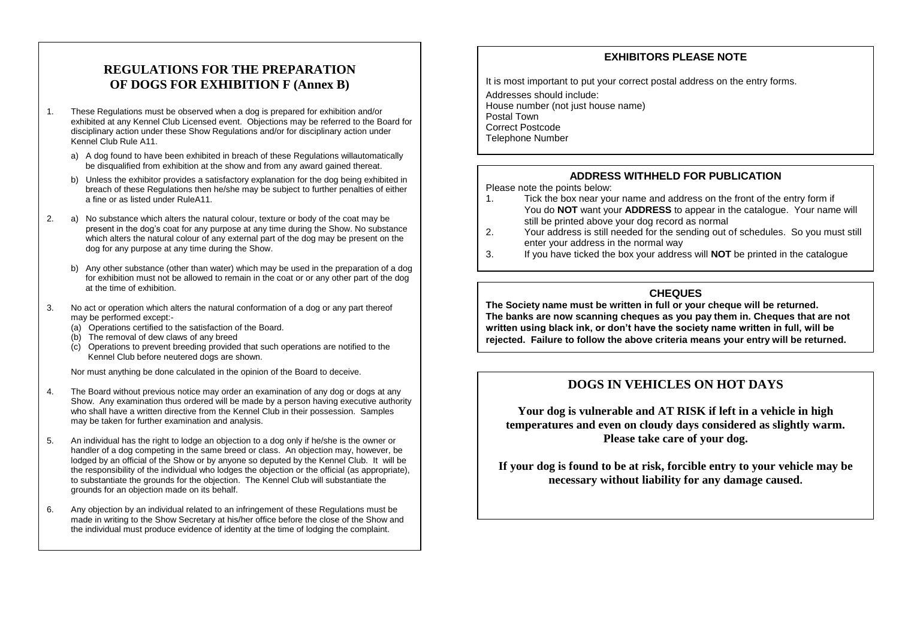## REGULATIONS FOR THE PREPARATION OF DOGS FOR EXHIBITION F (Annex B)

1. These Regulations must be observed when a dog is prepared for exhibition and/or exhibited at any Kennel Club Licensed event. Objections may be referred to the Board for disciplinary action under these Show Regulations and/or for disciplinary action under Kennel Club Rule A11.

   a) A dog found to have been exhibited in breach of these Regulations willautomatically be disqualified from exhibition at the show and from any award gained thereat.

   b) Unless the exhibitor provides a satisfactory explanation for the dog being exhibited in breach of these Regulations then he/she may be subject to further penalties of either a fine or as listed under RuleA11.

2. a) No substance which alters the natural colour, texture or body of the coat may be present in the dog's coat for any purpose at any time during the Show. No substance which alters the natural colour of any external part of the dog may be present on the dog for any purpose at any time during the Show.

   b) Any other substance (other than water) which may be used in the preparation of a dog for exhibition must not be allowed to remain in the coat or or any other part of the dog at the time of exhibition.

3. No act or operation which alters the natural conformation of a dog or any part thereof may be performed except:-
   (a) Operations certified to the satisfaction of the Board.
   (b) The removal of dew claws of any breed
   (c) Operations to prevent breeding provided that such operations are notified to the Kennel Club before neutered dogs are shown.

   Nor must anything be done calculated in the opinion of the Board to deceive.

4. The Board without previous notice may order an examination of any dog or dogs at any Show. Any examination thus ordered will be made by a person having executive authority who shall have a written directive from the Kennel Club in their possession. Samples may be taken for further examination and analysis.

5. An individual has the right to lodge an objection to a dog only if he/she is the owner or handler of a dog competing in the same breed or class. An objection may, however, be lodged by an official of the Show or by anyone so deputed by the Kennel Club. It will be the responsibility of the individual who lodges the objection or the official (as appropriate), to substantiate the grounds for the objection. The Kennel Club will substantiate the grounds for an objection made on its behalf.

6. Any objection by an individual related to an infringement of these Regulations must be made in writing to the Show Secretary at his/her office before the close of the Show and the individual must produce evidence of identity at the time of lodging the complaint.

### EXHIBITORS PLEASE NOTE

It is most important to put your correct postal address on the entry forms.

Addresses should include:
House number (not just house name)
Postal Town
Correct Postcode
Telephone Number

### ADDRESS WITHHELD FOR PUBLICATION

Please note the points below:

1. Tick the box near your name and address on the front of the entry form if You do **NOT** want your **ADDRESS** to appear in the catalogue. Your name will still be printed above your dog record as normal
2. Your address is still needed for the sending out of schedules. So you must still enter your address in the normal way
3. If you have ticked the box your address will **NOT** be printed in the catalogue

### CHEQUES

**The Society name must be written in full or your cheque will be returned. The banks are now scanning cheques as you pay them in. Cheques that are not written using black ink, or don't have the society name written in full, will be rejected. Failure to follow the above criteria means your entry will be returned.**

## DOGS IN VEHICLES ON HOT DAYS

**Your dog is vulnerable and AT RISK if left in a vehicle in high temperatures and even on cloudy days considered as slightly warm. Please take care of your dog.**

**If your dog is found to be at risk, forcible entry to your vehicle may be necessary without liability for any damage caused.**